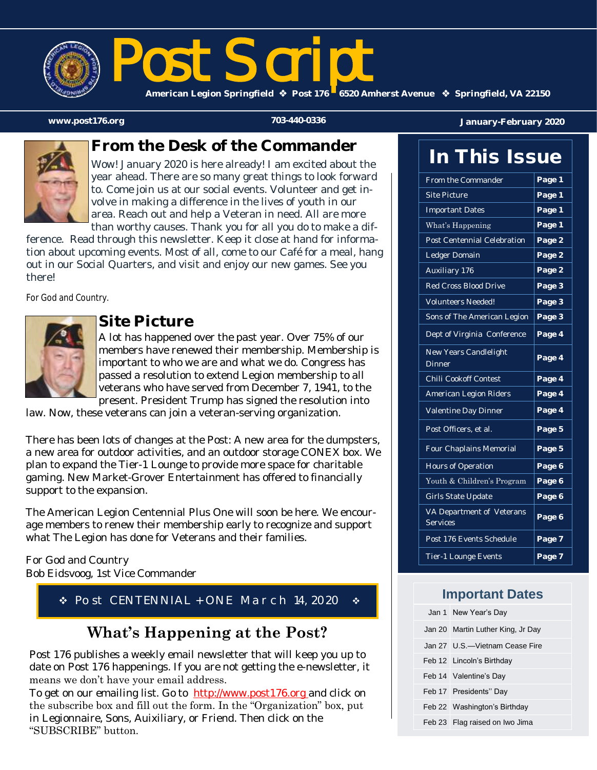# Post Script

**American Legion Springfield ❖ Post 176 ❖ 6520 Amherst Avenue ❖ Springfield, VA 22150**

www.post176.org | 703-440-0336 | January-February 2020

## From the Desk of the Commander

Wow! January 2020 is here already! I am excited about the year ahead. There are so many great things to look forward to. Come join us at our social events. Volunteer and get involve in making a difference in the lives of youth in our area. Reach out and help a Veteran in need. All are more than worthy causes. Thank you for all you do to make a difference. Read through this newsletter. Keep it close at hand for information about upcoming events. Most of all, come to our Café for a meal, hang out in our Social Quarters, and visit and enjoy our new games. See you there!

*For God and Country.*

## Site Picture

A lot has happened over the past year. Over 75% of our members have renewed their membership. Membership is important to who we are and what we do. Congress has passed a resolution to extend Legion membership to all veterans who have served from December 7, 1941, to the present. President Trump has signed the resolution into law. Now, these veterans can join a veteran-serving organization.

There has been lots of changes at the Post: A new area for the dumpsters, a new area for outdoor activities, and an outdoor storage CONEX box. We plan to expand the Tier-1 Lounge to provide more space for charitable gaming. New Market-Grover Entertainment has offered to financially support to the expansion.

The American Legion Centennial Plus One will soon be here. We encourage members to renew their membership early to recognize and support what The Legion has done for Veterans and their families.

For God and Country
Bob Eidsvoog, 1st Vice Commander

**❖ Post CENTENNIAL + ONE March 14, 2020 ❖**

## What's Happening at the Post?

Post 176 publishes a weekly email newsletter that will keep you up to date on Post 176 happenings. If you are not getting the e-newsletter, it means we don't have your email address.
To get on our emailing list. Go to http://www.post176.org and click on the subscribe box and fill out the form. In the "Organization" box, put in Legionnaire, Sons, Auixiliary, or Friend. Then click on the "SUBSCRIBE" button.

## In This Issue

| Article | Page |
|---|---|
| From the Commander | Page 1 |
| Site Picture | Page 1 |
| Important Dates | Page 1 |
| What's Happening | Page 1 |
| Post Centennial Celebration | Page 2 |
| Ledger Domain | Page 2 |
| Auxiliary 176 | Page 2 |
| Red Cross Blood Drive | Page 3 |
| Volunteers Needed! | Page 3 |
| Sons of The American Legion | Page 3 |
| Dept of Virginia Conference | Page 4 |
| New Years Candlelight Dinner | Page 4 |
| Chili Cookoff Contest | Page 4 |
| American Legion Riders | Page 4 |
| Valentine Day Dinner | Page 4 |
| Post Officers, et al. | Page 5 |
| Four Chaplains Memorial | Page 5 |
| Hours of Operation | Page 6 |
| Youth & Children's Program | Page 6 |
| Girls State Update | Page 6 |
| VA Department of Veterans Services | Page 6 |
| Post 176 Events Schedule | Page 7 |
| Tier-1 Lounge Events | Page 7 |

## Important Dates

| Date | Event |
|---|---|
| Jan 1 | New Year's Day |
| Jan 20 | Martin Luther King, Jr Day |
| Jan 27 | U.S.—Vietnam Cease Fire |
| Feb 12 | Lincoln's Birthday |
| Feb 14 | Valentine's Day |
| Feb 17 | Presidents" Day |
| Feb 22 | Washington's Birthday |
| Feb 23 | Flag raised on Iwo Jima |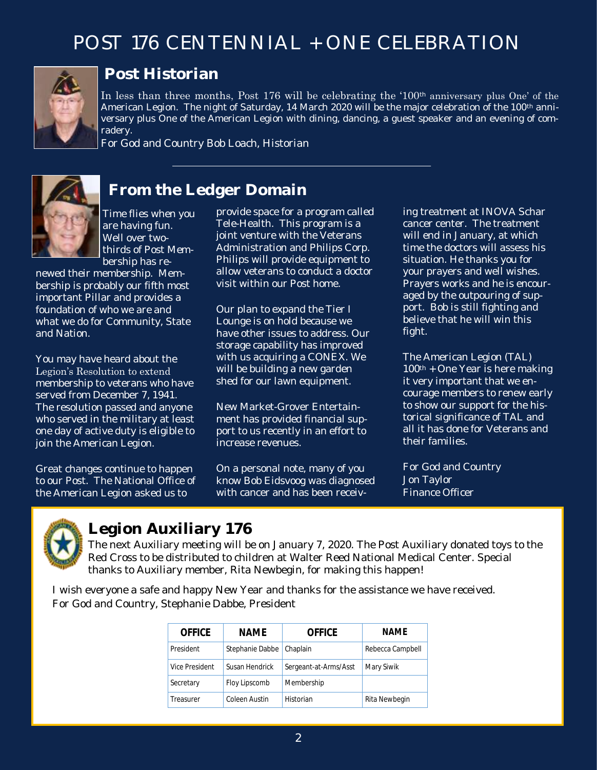# POST 176 CENTENNIAL + ONE CELEBRATION

## Post Historian

In less than three months, Post 176 will be celebrating the '100th anniversary plus One' of the American Legion. The night of Saturday, 14 March 2020 will be the major celebration of the 100th anniversary plus One of the American Legion with dining, dancing, a guest speaker and an evening of comradery.

For God and Country Bob Loach, Historian

---

## From the Ledger Domain

Time flies when you are having fun. Well over two-thirds of Post Membership has renewed their membership. Membership is probably our fifth most important Pillar and provides a foundation of who we are and what we do for Community, State and Nation.

You may have heard about the Legion's Resolution to extend membership to veterans who have served from December 7, 1941. The resolution passed and anyone who served in the military at least one day of active duty is eligible to join the American Legion.

Great changes continue to happen to our Post. The National Office of the American Legion asked us to provide space for a program called Tele-Health. This program is a joint venture with the Veterans Administration and Philips Corp. Philips will provide equipment to allow veterans to conduct a doctor visit within our Post home.

Our plan to expand the Tier I Lounge is on hold because we have other issues to address. Our storage capability has improved with us acquiring a CONEX. We will be building a new garden shed for our lawn equipment.

New Market-Grover Entertainment has provided financial support to us recently in an effort to increase revenues.

On a personal note, many of you know Bob Eidsvoog was diagnosed with cancer and has been receiving treatment at INOVA Schar cancer center. The treatment will end in January, at which time the doctors will assess his situation. He thanks you for your prayers and well wishes. Prayers works and he is encouraged by the outpouring of support. Bob is still fighting and believe that he will win this fight.

The American Legion (TAL) 100th + One Year is here making it very important that we encourage members to renew early to show our support for the historical significance of TAL and all it has done for Veterans and their families.

For God and Country
Jon Taylor
Finance Officer

## Legion Auxiliary 176

The next Auxiliary meeting will be on January 7, 2020. The Post Auxiliary donated toys to the Red Cross to be distributed to children at Walter Reed National Medical Center. Special thanks to Auxiliary member, Rita Newbegin, for making this happen!

I wish everyone a safe and happy New Year and thanks for the assistance we have received.
For God and Country, Stephanie Dabbe, President

| OFFICE | NAME | OFFICE | NAME |
|---|---|---|---|
| President | Stephanie Dabbe | Chaplain | Rebecca Campbell |
| Vice President | Susan Hendrick | Sergeant-at-Arms/Asst | Mary Siwik |
| Secretary | Floy Lipscomb | Membership | |
| Treasurer | Coleen Austin | Historian | Rita Newbegin |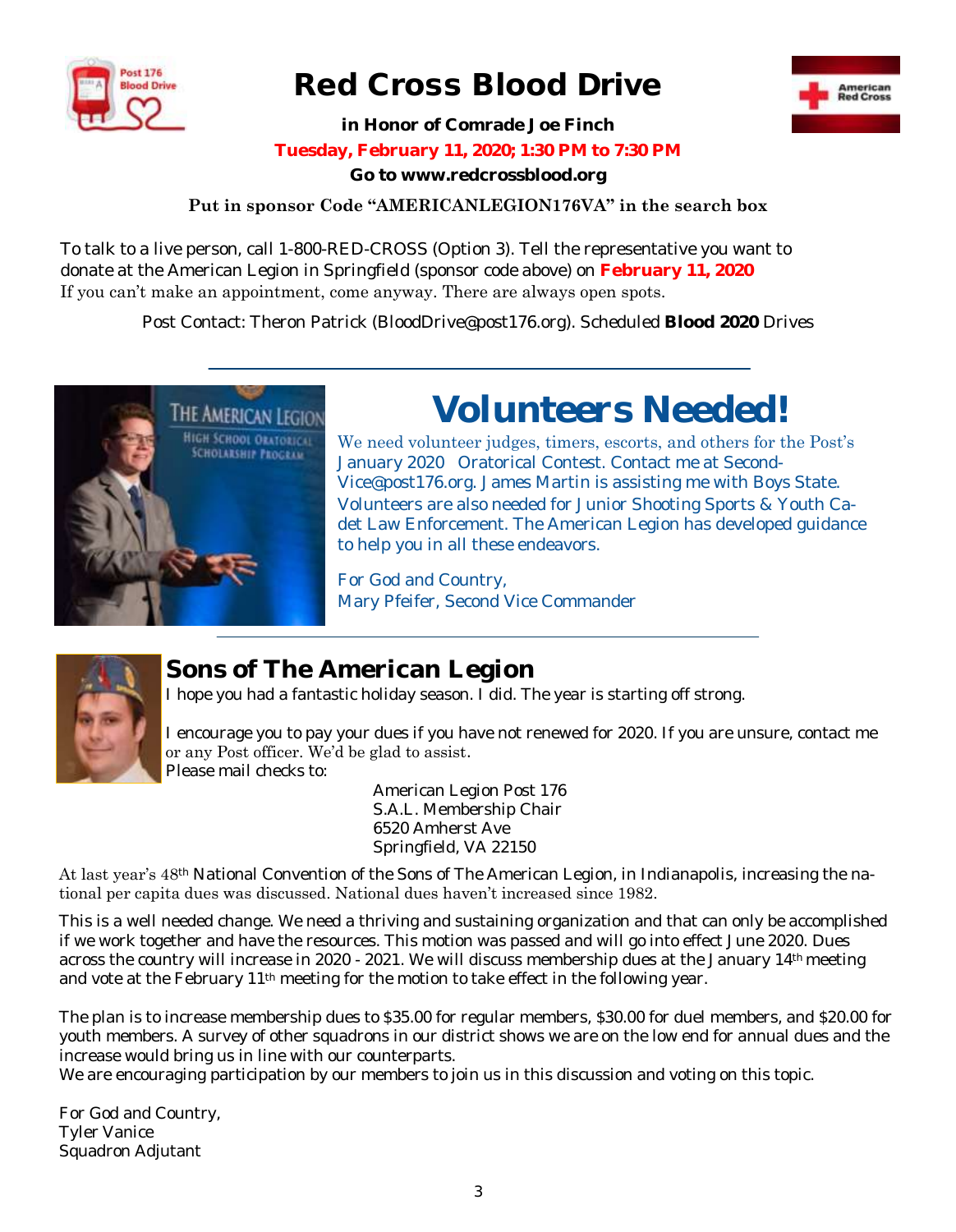# Red Cross Blood Drive

**in Honor of Comrade Joe Finch**

**Tuesday, February 11, 2020; 1:30 PM to 7:30 PM**

**Go to www.redcrossblood.org**

**Put in sponsor Code "AMERICANLEGION176VA" in the search box**

To talk to a live person, call 1-800-RED-CROSS (Option 3). Tell the representative you want to donate at the American Legion in Springfield (sponsor code above) on **February 11, 2020**
If you can't make an appointment, come anyway. There are always open spots.

Post Contact: Theron Patrick (BloodDrive@post176.org). Scheduled **Blood 2020** Drives

---

# Volunteers Needed!

We need volunteer judges, timers, escorts, and others for the Post's January 2020 Oratorical Contest. Contact me at Second-Vice@post176.org. James Martin is assisting me with Boys State. Volunteers are also needed for Junior Shooting Sports & Youth Cadet Law Enforcement. The American Legion has developed guidance to help you in all these endeavors.

For God and Country,
Mary Pfeifer, Second Vice Commander

---

## Sons of The American Legion

I hope you had a fantastic holiday season. I did. The year is starting off strong.

I encourage you to pay your dues if you have not renewed for 2020. If you are unsure, contact me or any Post officer. We'd be glad to assist.
Please mail checks to:

American Legion Post 176
S.A.L. Membership Chair
6520 Amherst Ave
Springfield, VA 22150

At last year's 48th National Convention of the Sons of The American Legion, in Indianapolis, increasing the national per capita dues was discussed. National dues haven't increased since 1982.

This is a well needed change. We need a thriving and sustaining organization and that can only be accomplished if we work together and have the resources. This motion was passed and will go into effect June 2020. Dues across the country will increase in 2020 - 2021. We will discuss membership dues at the January 14th meeting and vote at the February 11th meeting for the motion to take effect in the following year.

The plan is to increase membership dues to $35.00 for regular members, $30.00 for duel members, and $20.00 for youth members. A survey of other squadrons in our district shows we are on the low end for annual dues and the increase would bring us in line with our counterparts.
We are encouraging participation by our members to join us in this discussion and voting on this topic.

For God and Country,
Tyler Vanice
Squadron Adjutant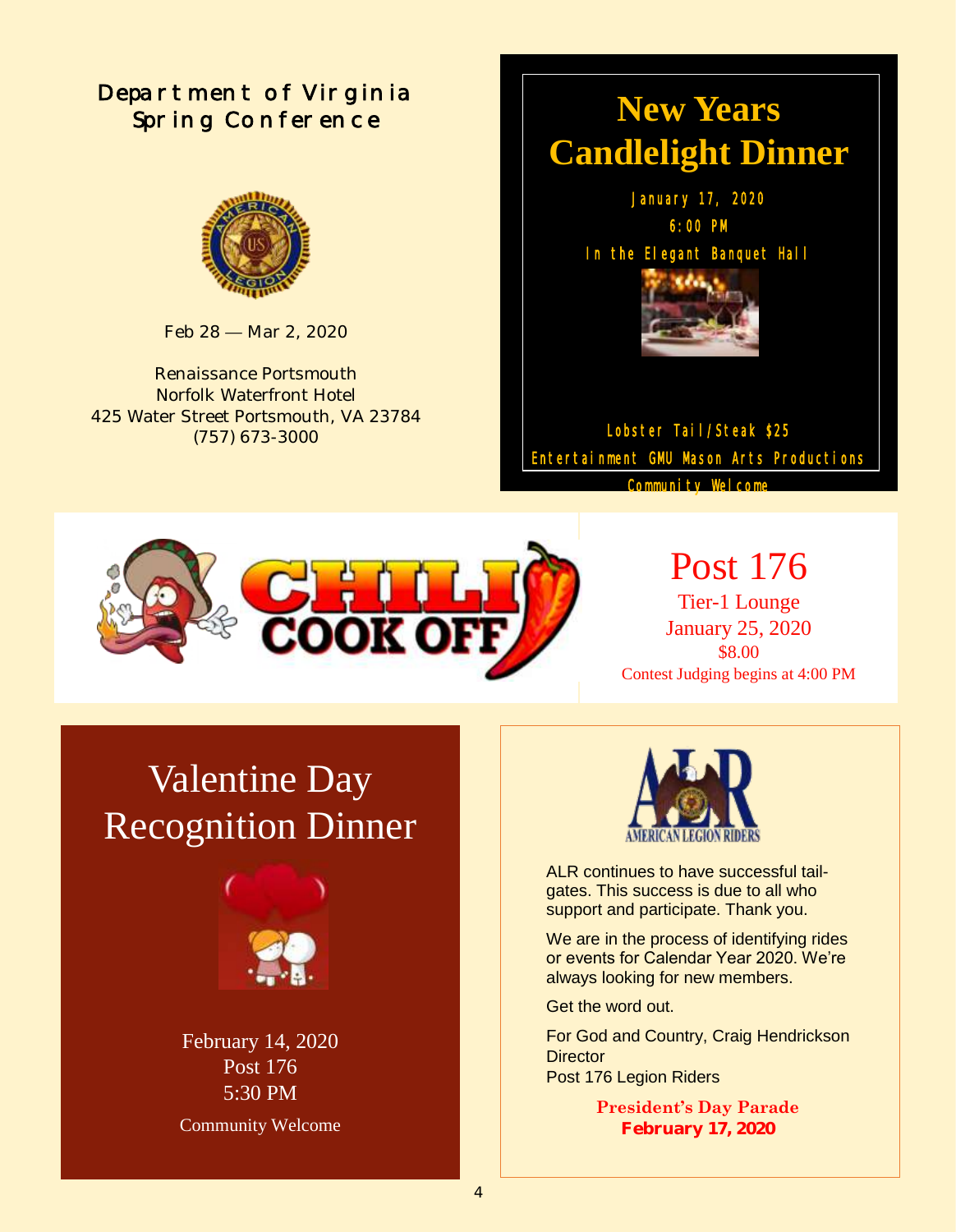## Department of Virginia Spring Conference

Feb 28 — Mar 2, 2020

Renaissance Portsmouth
Norfolk Waterfront Hotel
425 Water Street Portsmouth, VA 23784
(757) 673-3000

## New Years Candlelight Dinner

January 17, 2020

6:00 PM

In the Elegant Banquet Hall

Lobster Tail/Steak $25

Entertainment GMU Mason Arts Productions

Community Welcome

## CHILI COOK OFF

## Post 176

Tier-1 Lounge
January 25, 2020
$8.00
Contest Judging begins at 4:00 PM

## Valentine Day Recognition Dinner

February 14, 2020
Post 176
5:30 PM

Community Welcome

## AMERICAN LEGION RIDERS

ALR continues to have successful tail-gates. This success is due to all who support and participate. Thank you.

We are in the process of identifying rides or events for Calendar Year 2020. We're always looking for new members.

Get the word out.

For God and Country, Craig Hendrickson
Director
Post 176 Legion Riders

**President's Day Parade**
**February 17, 2020**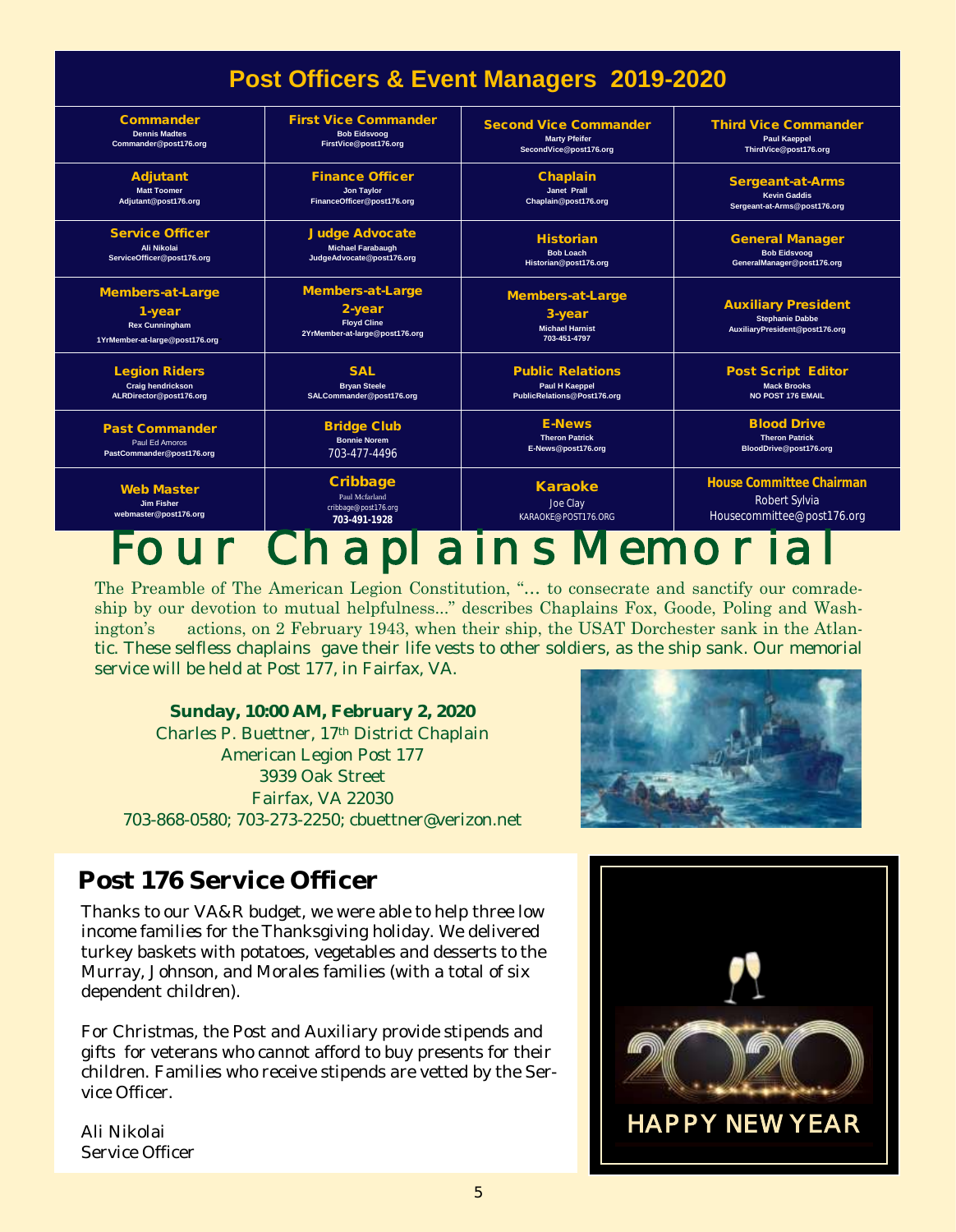## Post Officers & Event Managers 2019-2020

| | | | |
|---|---|---|---|
| **Commander**<br>Dennis Madtes<br>Commander@post176.org | **First Vice Commander**<br>Bob Eidsvoog<br>FirstVice@post176.org | **Second Vice Commander**<br>Marty Pfeifer<br>SecondVice@post176.org | **Third Vice Commander**<br>Paul Kaeppel<br>ThirdVice@post176.org |
| **Adjutant**<br>Matt Toomer<br>Adjutant@post176.org | **Finance Officer**<br>Jon Taylor<br>FinanceOfficer@post176.org | **Chaplain**<br>Janet Prall<br>Chaplain@post176.org | **Sergeant-at-Arms**<br>Kevin Gaddis<br>Sergeant-at-Arms@post176.org |
| **Service Officer**<br>Ali Nikolai<br>ServiceOfficer@post176.org | **Judge Advocate**<br>Michael Farabaugh<br>JudgeAdvocate@post176.org | **Historian**<br>Bob Loach<br>Historian@post176.org | **General Manager**<br>Bob Eidsvoog<br>GeneralManager@post176.org |
| **Members-at-Large 1-year**<br>Rex Cunningham<br>1YrMember-at-large@post176.org | **Members-at-Large 2-year**<br>Floyd Cline<br>2YrMember-at-large@post176.org | **Members-at-Large 3-year**<br>Michael Harnist<br>703-451-4797 | **Auxiliary President**<br>Stephanie Dabbe<br>AuxiliaryPresident@post176.org |
| **Legion Riders**<br>Craig hendrickson<br>ALRDirector@post176.org | **SAL**<br>Bryan Steele<br>SALCommander@post176.org | **Public Relations**<br>Paul H Kaeppel<br>PublicRelations@Post176.org | **Post Script Editor**<br>Mack Brooks<br>NO POST 176 EMAIL |
| **Past Commander**<br>Paul Ed Amoros<br>PastCommander@post176.org | **Bridge Club**<br>Bonnie Norem<br>703-477-4496 | **E-News**<br>Theron Patrick<br>E-News@post176.org | **Blood Drive**<br>Theron Patrick<br>BloodDrive@post176.org |
| **Web Master**<br>Jim Fisher<br>webmaster@post176.org | **Cribbage**<br>Paul Mcfarland<br>cribbage@post176.org<br>703-491-1928 | **Karaoke**<br>Joe Clay<br>KARAOKE@POST176.ORG | **House Committee Chairman**<br>Robert Sylvia<br>Housecommittee@post176.org |

# Four Chaplains Memorial

The Preamble of The American Legion Constitution, "… to consecrate and sanctify our comradeship by our devotion to mutual helpfulness..." describes Chaplains Fox, Goode, Poling and Washington's actions, on 2 February 1943, when their ship, the USAT Dorchester sank in the Atlantic. These selfless chaplains gave their life vests to other soldiers, as the ship sank. Our memorial service will be held at Post 177, in Fairfax, VA.

**Sunday, 10:00 AM, February 2, 2020**
Charles P. Buettner, 17th District Chaplain
American Legion Post 177
3939 Oak Street
Fairfax, VA 22030
703-868-0580; 703-273-2250; cbuettner@verizon.net

## Post 176 Service Officer

Thanks to our VA&R budget, we were able to help three low income families for the Thanksgiving holiday. We delivered turkey baskets with potatoes, vegetables and desserts to the Murray, Johnson, and Morales families (with a total of six dependent children).

For Christmas, the Post and Auxiliary provide stipends and gifts for veterans who cannot afford to buy presents for their children. Families who receive stipends are vetted by the Service Officer.

Ali Nikolai
Service Officer

2020
HAPPY NEW YEAR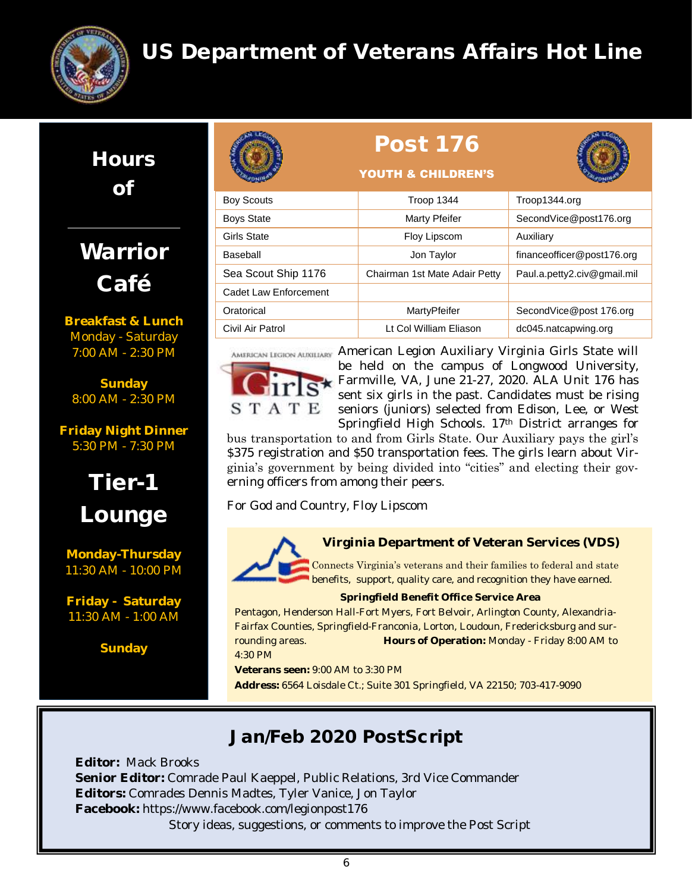# US Department of Veterans Affairs Hot Line

## Hours of

## Warrior Café

**Breakfast & Lunch**
Monday - Saturday
7:00 AM - 2:30 PM

**Sunday**
8:00 AM - 2:30 PM

**Friday Night Dinner**
5:30 PM - 7:30 PM

## Tier-1 Lounge

**Monday-Thursday**
11:30 AM - 10:00 PM

**Friday - Saturday**
11:30 AM - 1:00 AM

**Sunday**

## Post 176

### YOUTH & CHILDREN'S

| | | |
|---|---|---|
| Boy Scouts | Troop 1344 | Troop1344.org |
| Boys State | Marty Pfeifer | SecondVice@post176.org |
| Girls State | Floy Lipscom | Auxiliary |
| Baseball | Jon Taylor | financeofficer@post176.org |
| Sea Scout Ship 1176 | Chairman 1st Mate Adair Petty | Paul.a.petty2.civ@gmail.mil |
| Cadet Law Enforcement | | |
| Oratorical | MartyPfeifer | SecondVice@post 176.org |
| Civil Air Patrol | Lt Col William Eliason | dc045.natcapwing.org |

American Legion Auxiliary Girls State will be held on the campus of Longwood University, Farmville, VA, June 21-27, 2020. ALA Unit 176 has sent six girls in the past. Candidates must be rising seniors (juniors) selected from Edison, Lee, or West Springfield High Schools. 17th District arranges for bus transportation to and from Girls State. Our Auxiliary pays the girl's $375 registration and $50 transportation fees. The girls learn about Virginia's government by being divided into "cities" and electing their governing officers from among their peers.

For God and Country, Floy Lipscom

### Virginia Department of Veteran Services (VDS)

Connects Virginia's veterans and their families to federal and state benefits, support, quality care, and recognition they have earned.

**Springfield Benefit Office Service Area**

Pentagon, Henderson Hall-Fort Myers, Fort Belvoir, Arlington County, Alexandria-Fairfax Counties, Springfield-Franconia, Lorton, Loudoun, Fredericksburg and surrounding areas. **Hours of Operation:** Monday - Friday 8:00 AM to 4:30 PM

**Veterans seen:** 9:00 AM to 3:30 PM

**Address:** 6564 Loisdale Ct.; Suite 301 Springfield, VA 22150; 703-417-9090

## Jan/Feb 2020 PostScript

**Editor:** Mack Brooks
**Senior Editor:** Comrade Paul Kaeppel, Public Relations, 3rd Vice Commander
**Editors:** Comrades Dennis Madtes, Tyler Vanice, Jon Taylor
**Facebook:** https://www.facebook.com/legionpost176
Story ideas, suggestions, or comments to improve the Post Script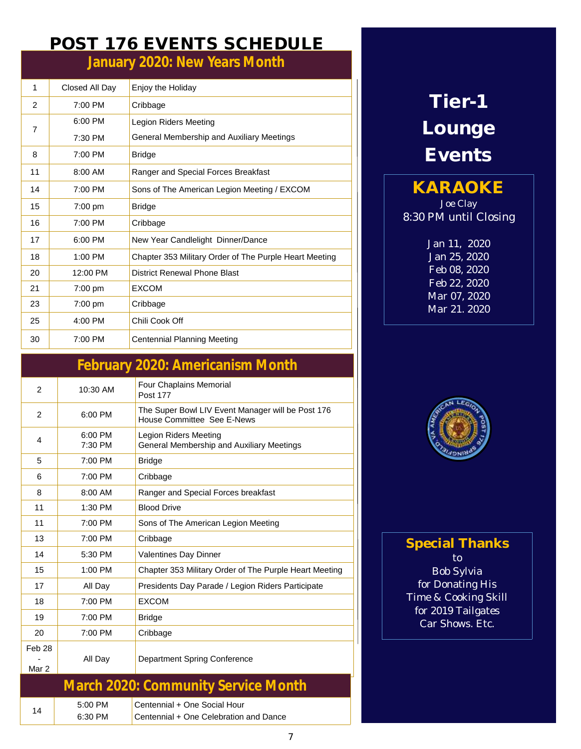# POST 176 EVENTS SCHEDULE

## January 2020: New Years Month

| | | |
|---|---|---|
| 1 | Closed All Day | Enjoy the Holiday |
| 2 | 7:00 PM | Cribbage |
| 7 | 6:00 PM<br>7:30 PM | Legion Riders Meeting<br>General Membership and Auxiliary Meetings |
| 8 | 7:00 PM | Bridge |
| 11 | 8:00 AM | Ranger and Special Forces Breakfast |
| 14 | 7:00 PM | Sons of The American Legion Meeting / EXCOM |
| 15 | 7:00 pm | Bridge |
| 16 | 7:00 PM | Cribbage |
| 17 | 6:00 PM | New Year Candlelight Dinner/Dance |
| 18 | 1:00 PM | Chapter 353 Military Order of The Purple Heart Meeting |
| 20 | 12:00 PM | District Renewal Phone Blast |
| 21 | 7:00 pm | EXCOM |
| 23 | 7:00 pm | Cribbage |
| 25 | 4:00 PM | Chili Cook Off |
| 30 | 7:00 PM | Centennial Planning Meeting |

## February 2020: Americanism Month

| | | |
|---|---|---|
| 2 | 10:30 AM | Four Chaplains Memorial<br>Post 177 |
| 2 | 6:00 PM | The Super Bowl LIV Event Manager will be Post 176 House Committee See E-News |
| 4 | 6:00 PM<br>7:30 PM | Legion Riders Meeting<br>General Membership and Auxiliary Meetings |
| 5 | 7:00 PM | Bridge |
| 6 | 7:00 PM | Cribbage |
| 8 | 8:00 AM | Ranger and Special Forces breakfast |
| 11 | 1:30 PM | Blood Drive |
| 11 | 7:00 PM | Sons of The American Legion Meeting |
| 13 | 7:00 PM | Cribbage |
| 14 | 5:30 PM | Valentines Day Dinner |
| 15 | 1:00 PM | Chapter 353 Military Order of The Purple Heart Meeting |
| 17 | All Day | Presidents Day Parade / Legion Riders Participate |
| 18 | 7:00 PM | EXCOM |
| 19 | 7:00 PM | Bridge |
| 20 | 7:00 PM | Cribbage |
| Feb 28 - Mar 2 | All Day | Department Spring Conference |

## March 2020: Community Service Month

| | | |
|---|---|---|
| 14 | 5:00 PM<br>6:30 PM | Centennial + One Social Hour<br>Centennial + One Celebration and Dance |

# Tier-1 Lounge Events

## KARAOKE

Joe Clay
8:30 PM until Closing

Jan 11, 2020
Jan 25, 2020
Feb 08, 2020
Feb 22, 2020
Mar 07, 2020
Mar 21. 2020

## Special Thanks

to
Bob Sylvia
for Donating His
Time & Cooking Skill
for 2019 Tailgates
Car Shows. Etc.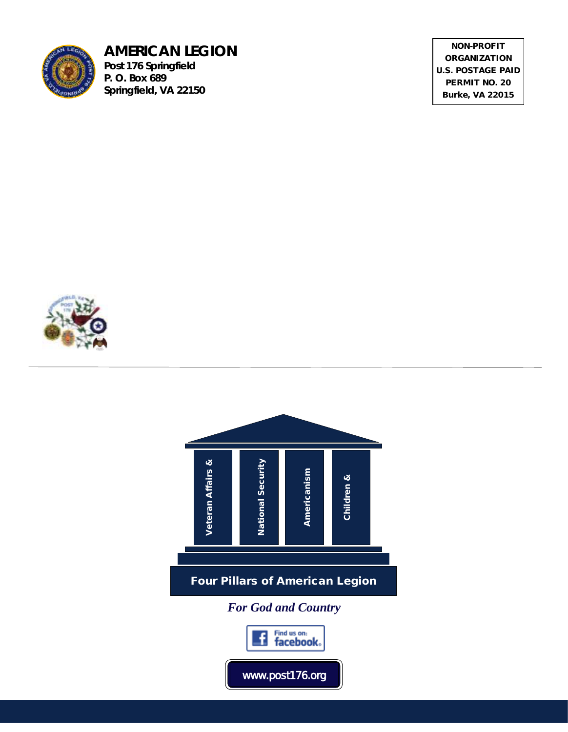**AMERICAN LEGION**

**Post 176 Springfield**
**P. O. Box 689**
**Springfield, VA 22150**

NON-PROFIT ORGANIZATION
U.S. POSTAGE PAID
PERMIT NO. 20
Burke, VA 22015

Veteran Affairs &

National Security

Americanism

Children &

**Four Pillars of American Legion**

*For God and Country*

Find us on: facebook

www.post176.org